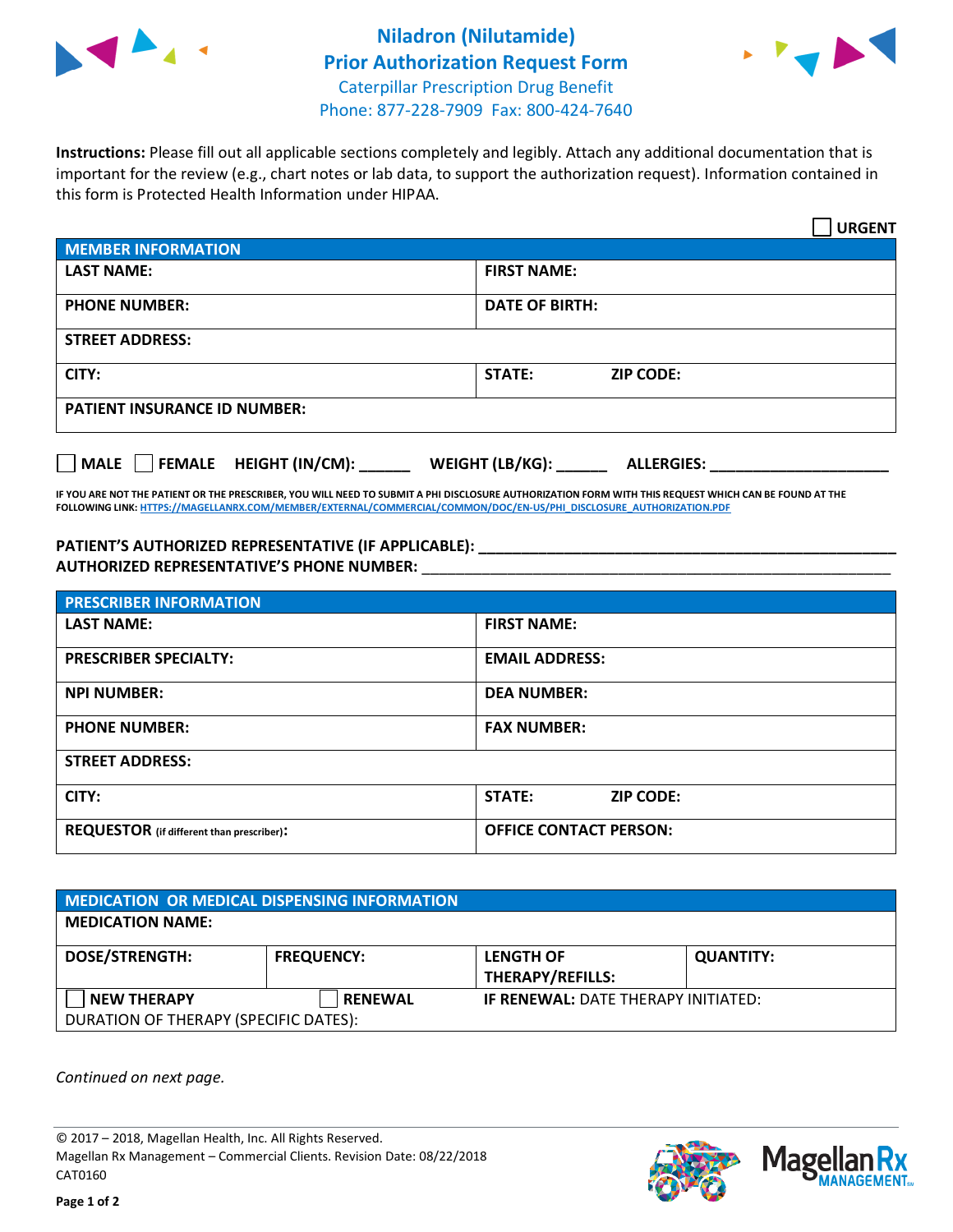# Niladron (Nilutamide) Prior Authorization Request Form

Caterpillar Prescription Drug Benefit
Phone: 877-228-7909 Fax: 800-424-7640

**Instructions:** Please fill out all applicable sections completely and legibly. Attach any additional documentation that is important for the review (e.g., chart notes or lab data, to support the authorization request). Information contained in this form is Protected Health Information under HIPAA.

☐ **URGENT**

| MEMBER INFORMATION | |
|---|---|
| **LAST NAME:** | **FIRST NAME:** |
| **PHONE NUMBER:** | **DATE OF BIRTH:** |
| **STREET ADDRESS:** | |
| **CITY:** | **STATE:** **ZIP CODE:** |
| **PATIENT INSURANCE ID NUMBER:** | |

☐ **MALE** ☐ **FEMALE** **HEIGHT (IN/CM):** ______ **WEIGHT (LB/KG):** ______ **ALLERGIES:** ____________________

**IF YOU ARE NOT THE PATIENT OR THE PRESCRIBER, YOU WILL NEED TO SUBMIT A PHI DISCLOSURE AUTHORIZATION FORM WITH THIS REQUEST WHICH CAN BE FOUND AT THE FOLLOWING LINK:** HTTPS://MAGELLANRX.COM/MEMBER/EXTERNAL/COMMERCIAL/COMMON/DOC/EN-US/PHI_DISCLOSURE_AUTHORIZATION.PDF

**PATIENT'S AUTHORIZED REPRESENTATIVE (IF APPLICABLE):** ____________________________________________
**AUTHORIZED REPRESENTATIVE'S PHONE NUMBER:** ____________________________________________

| PRESCRIBER INFORMATION | |
|---|---|
| **LAST NAME:** | **FIRST NAME:** |
| **PRESCRIBER SPECIALTY:** | **EMAIL ADDRESS:** |
| **NPI NUMBER:** | **DEA NUMBER:** |
| **PHONE NUMBER:** | **FAX NUMBER:** |
| **STREET ADDRESS:** | |
| **CITY:** | **STATE:** **ZIP CODE:** |
| **REQUESTOR** (if different than prescriber): | **OFFICE CONTACT PERSON:** |

| MEDICATION OR MEDICAL DISPENSING INFORMATION | | | |
|---|---|---|---|
| **MEDICATION NAME:** | | | |
| **DOSE/STRENGTH:** | **FREQUENCY:** | **LENGTH OF THERAPY/REFILLS:** | **QUANTITY:** |
| ☐ **NEW THERAPY** | ☐ **RENEWAL** | **IF RENEWAL:** DATE THERAPY INITIATED: | |
| DURATION OF THERAPY (SPECIFIC DATES): | | | |

*Continued on next page.*

© 2017 – 2018, Magellan Health, Inc. All Rights Reserved.
Magellan Rx Management – Commercial Clients. Revision Date: 08/22/2018
CAT0160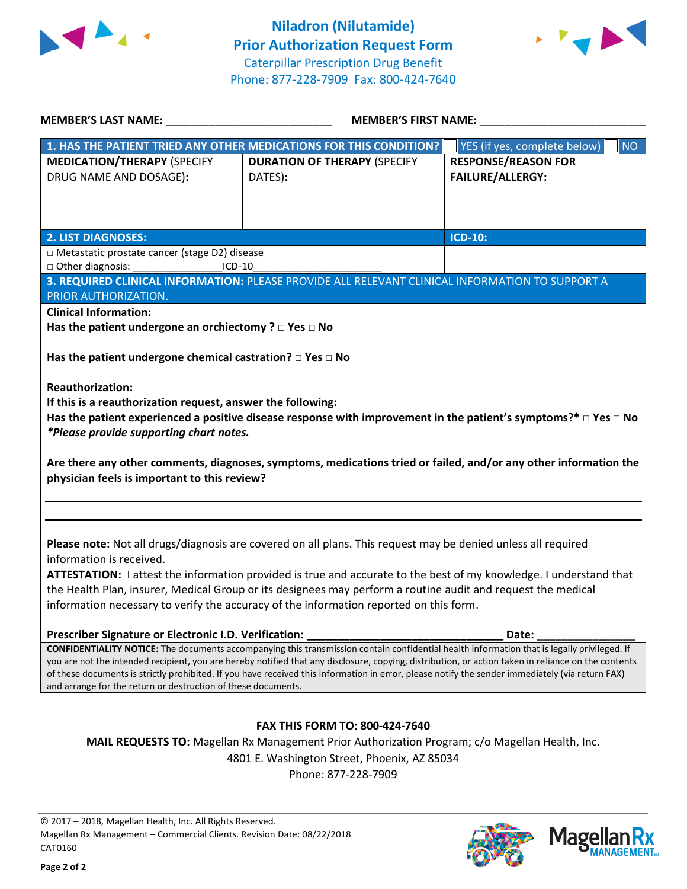# Niladron (Nilutamide)
## Prior Authorization Request Form

Caterpillar Prescription Drug Benefit
Phone: 877-228-7909 Fax: 800-424-7640

**MEMBER'S LAST NAME:** ___________________________ **MEMBER'S FIRST NAME:** ___________________________

| **1. HAS THE PATIENT TRIED ANY OTHER MEDICATIONS FOR THIS CONDITION?** | | ☐ YES (if yes, complete below) ☐ NO |
|---|---|---|
| **MEDICATION/THERAPY** (SPECIFY DRUG NAME AND DOSAGE): | **DURATION OF THERAPY** (SPECIFY DATES): | **RESPONSE/REASON FOR FAILURE/ALLERGY:** |
| | | |

| **2. LIST DIAGNOSES:** | **ICD-10:** |
|---|---|
| □ Metastatic prostate cancer (stage D2) disease<br>□ Other diagnosis: _______________ICD-10______________________ | |

**3. REQUIRED CLINICAL INFORMATION:** PLEASE PROVIDE ALL RELEVANT CLINICAL INFORMATION TO SUPPORT A PRIOR AUTHORIZATION.

**Clinical Information:**

**Has the patient undergone an orchiectomy ? □ Yes □ No**

**Has the patient undergone chemical castration? □ Yes □ No**

**Reauthorization:**

**If this is a reauthorization request, answer the following:**

**Has the patient experienced a positive disease response with improvement in the patient's symptoms?* □ Yes □ No**

***Please provide supporting chart notes.***

**Are there any other comments, diagnoses, symptoms, medications tried or failed, and/or any other information the physician feels is important to this review?**

_______________________________________________________________________________

_______________________________________________________________________________

**Please note:** Not all drugs/diagnosis are covered on all plans. This request may be denied unless all required information is received.

**ATTESTATION:** I attest the information provided is true and accurate to the best of my knowledge. I understand that the Health Plan, insurer, Medical Group or its designees may perform a routine audit and request the medical information necessary to verify the accuracy of the information reported on this form.

**Prescriber Signature or Electronic I.D. Verification:** ________________________________ **Date:** ________________

**CONFIDENTIALITY NOTICE:** The documents accompanying this transmission contain confidential health information that is legally privileged. If you are not the intended recipient, you are hereby notified that any disclosure, copying, distribution, or action taken in reliance on the contents of these documents is strictly prohibited. If you have received this information in error, please notify the sender immediately (via return FAX) and arrange for the return or destruction of these documents.

**FAX THIS FORM TO: 800-424-7640**

**MAIL REQUESTS TO:** Magellan Rx Management Prior Authorization Program; c/o Magellan Health, Inc.
4801 E. Washington Street, Phoenix, AZ 85034
Phone: 877-228-7909

© 2017 – 2018, Magellan Health, Inc. All Rights Reserved.
Magellan Rx Management – Commercial Clients. Revision Date: 08/22/2018
CAT0160